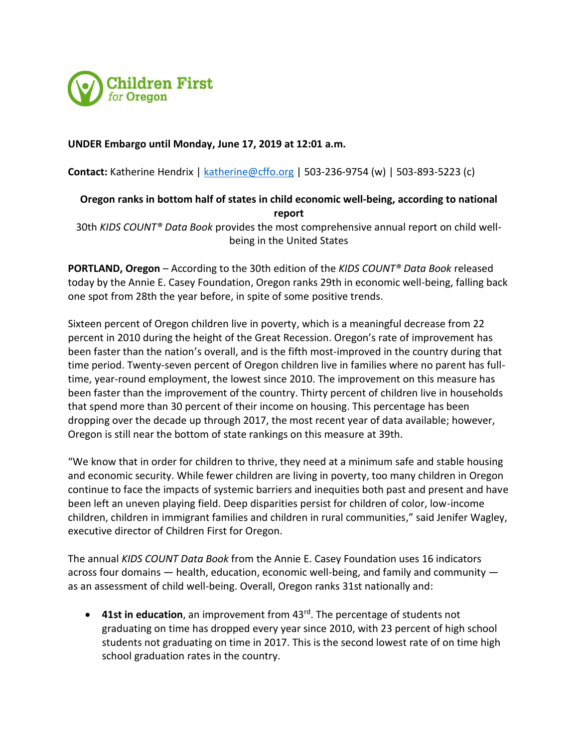**Children First for Oregon**

**UNDER Embargo until Monday, June 17, 2019 at 12:01 a.m.**

**Contact:** Katherine Hendrix | [katherine@cffo.org](mailto:katherine@cffo.org) | 503-236-9754 (w) | 503-893-5223 (c)

**Oregon ranks in bottom half of states in child economic well-being, according to national report**

30th *KIDS COUNT® Data Book* provides the most comprehensive annual report on child well-being in the United States

**PORTLAND, Oregon** – According to the 30th edition of the *KIDS COUNT® Data Book* released today by the Annie E. Casey Foundation, Oregon ranks 29th in economic well-being, falling back one spot from 28th the year before, in spite of some positive trends.

Sixteen percent of Oregon children live in poverty, which is a meaningful decrease from 22 percent in 2010 during the height of the Great Recession. Oregon's rate of improvement has been faster than the nation's overall, and is the fifth most-improved in the country during that time period. Twenty-seven percent of Oregon children live in families where no parent has full-time, year-round employment, the lowest since 2010. The improvement on this measure has been faster than the improvement of the country. Thirty percent of children live in households that spend more than 30 percent of their income on housing. This percentage has been dropping over the decade up through 2017, the most recent year of data available; however, Oregon is still near the bottom of state rankings on this measure at 39th.

"We know that in order for children to thrive, they need at a minimum safe and stable housing and economic security. While fewer children are living in poverty, too many children in Oregon continue to face the impacts of systemic barriers and inequities both past and present and have been left an uneven playing field. Deep disparities persist for children of color, low-income children, children in immigrant families and children in rural communities," said Jenifer Wagley, executive director of Children First for Oregon.

The annual *KIDS COUNT Data Book* from the Annie E. Casey Foundation uses 16 indicators across four domains — health, education, economic well-being, and family and community — as an assessment of child well-being. Overall, Oregon ranks 31st nationally and:

- **41st in education**, an improvement from 43rd. The percentage of students not graduating on time has dropped every year since 2010, with 23 percent of high school students not graduating on time in 2017. This is the second lowest rate of on time high school graduation rates in the country.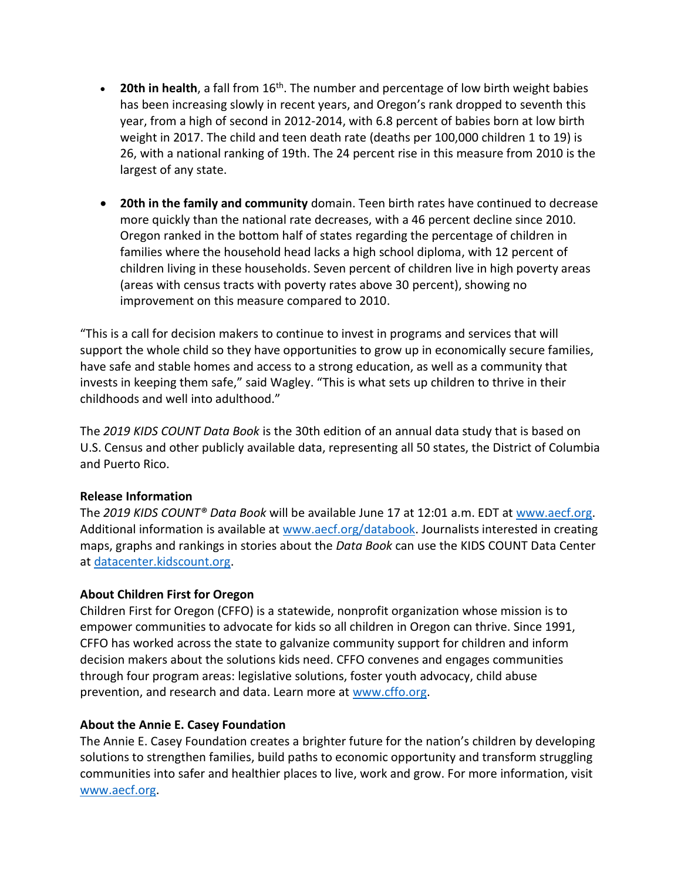- **20th in health**, a fall from 16th. The number and percentage of low birth weight babies has been increasing slowly in recent years, and Oregon's rank dropped to seventh this year, from a high of second in 2012-2014, with 6.8 percent of babies born at low birth weight in 2017. The child and teen death rate (deaths per 100,000 children 1 to 19) is 26, with a national ranking of 19th. The 24 percent rise in this measure from 2010 is the largest of any state.

- **20th in the family and community** domain. Teen birth rates have continued to decrease more quickly than the national rate decreases, with a 46 percent decline since 2010. Oregon ranked in the bottom half of states regarding the percentage of children in families where the household head lacks a high school diploma, with 12 percent of children living in these households. Seven percent of children live in high poverty areas (areas with census tracts with poverty rates above 30 percent), showing no improvement on this measure compared to 2010.

"This is a call for decision makers to continue to invest in programs and services that will support the whole child so they have opportunities to grow up in economically secure families, have safe and stable homes and access to a strong education, as well as a community that invests in keeping them safe," said Wagley. "This is what sets up children to thrive in their childhoods and well into adulthood."

The *2019 KIDS COUNT Data Book* is the 30th edition of an annual data study that is based on U.S. Census and other publicly available data, representing all 50 states, the District of Columbia and Puerto Rico.

**Release Information**
The *2019 KIDS COUNT® Data Book* will be available June 17 at 12:01 a.m. EDT at [www.aecf.org](http://www.aecf.org). Additional information is available at [www.aecf.org/databook](http://www.aecf.org/databook). Journalists interested in creating maps, graphs and rankings in stories about the *Data Book* can use the KIDS COUNT Data Center at [datacenter.kidscount.org](http://datacenter.kidscount.org).

**About Children First for Oregon**
Children First for Oregon (CFFO) is a statewide, nonprofit organization whose mission is to empower communities to advocate for kids so all children in Oregon can thrive. Since 1991, CFFO has worked across the state to galvanize community support for children and inform decision makers about the solutions kids need. CFFO convenes and engages communities through four program areas: legislative solutions, foster youth advocacy, child abuse prevention, and research and data. Learn more at [www.cffo.org](http://www.cffo.org).

**About the Annie E. Casey Foundation**
The Annie E. Casey Foundation creates a brighter future for the nation's children by developing solutions to strengthen families, build paths to economic opportunity and transform struggling communities into safer and healthier places to live, work and grow. For more information, visit [www.aecf.org](http://www.aecf.org).